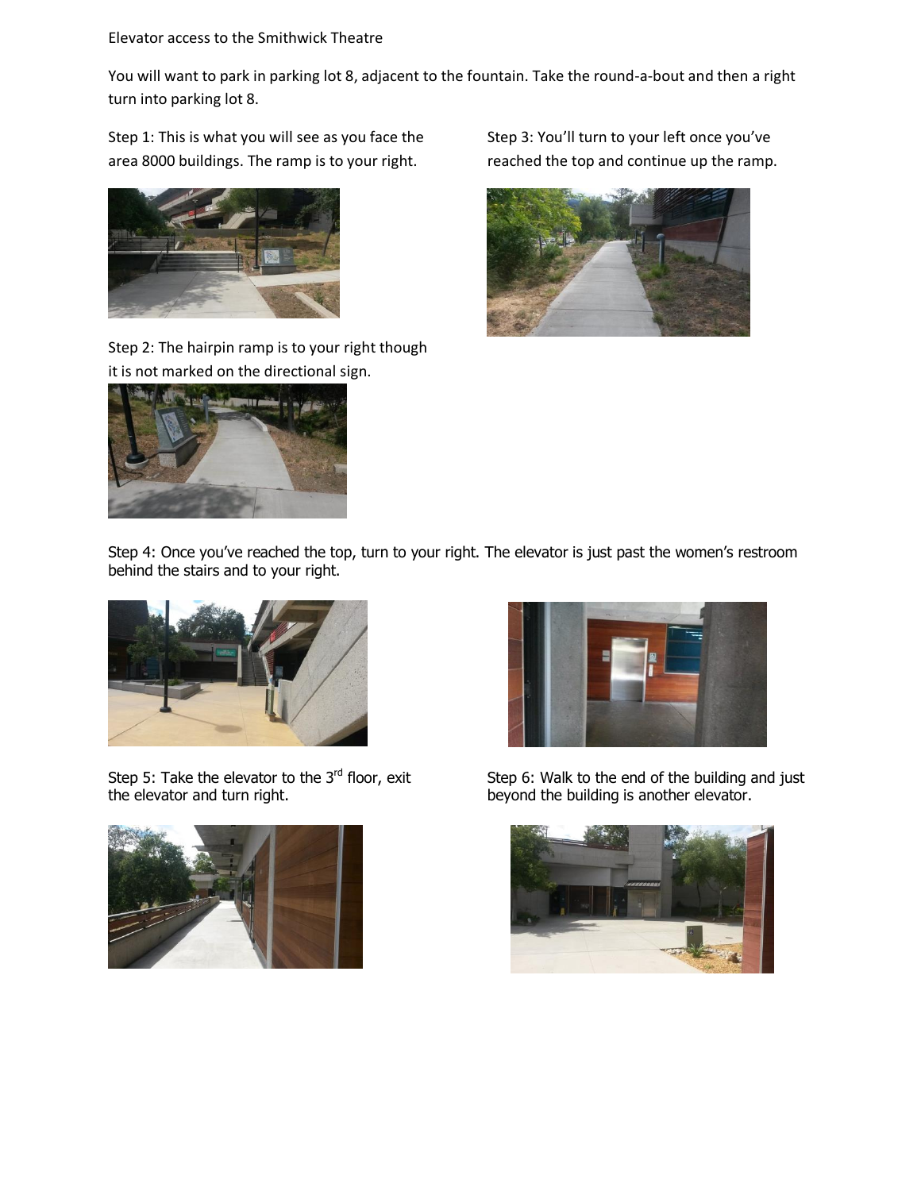Elevator access to the Smithwick Theatre

You will want to park in parking lot 8, adjacent to the fountain. Take the round-a-bout and then a right turn into parking lot 8.

Step 1: This is what you will see as you face the area 8000 buildings. The ramp is to your right.

Step 2: The hairpin ramp is to your right though it is not marked on the directional sign.

Step 3: You'll turn to your left once you've reached the top and continue up the ramp.

Step 4: Once you've reached the top, turn to your right. The elevator is just past the women's restroom behind the stairs and to your right.

Step 5: Take the elevator to the 3rd floor, exit the elevator and turn right.

Step 6: Walk to the end of the building and just beyond the building is another elevator.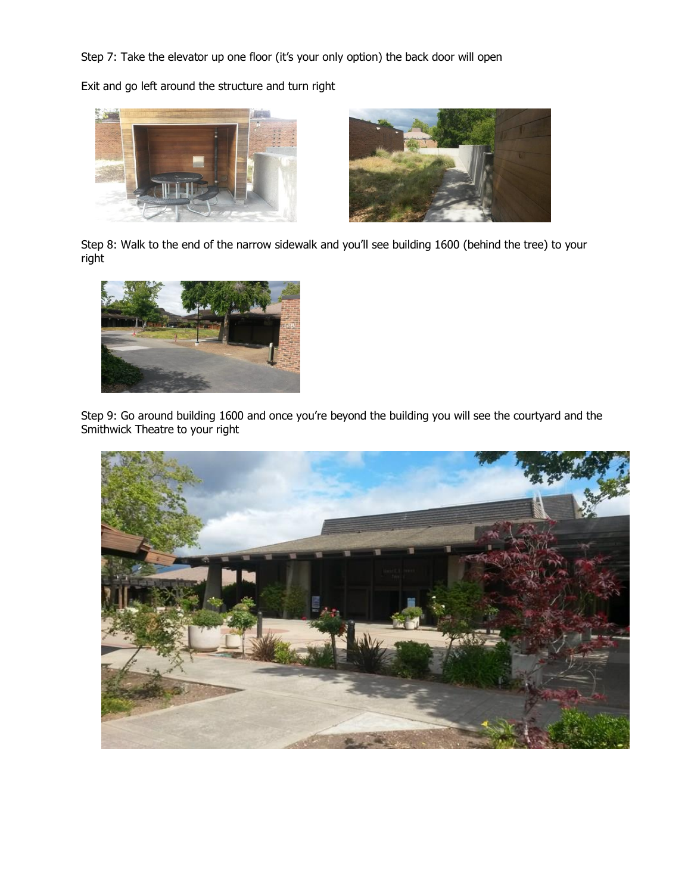Step 7: Take the elevator up one floor (it's your only option) the back door will open

Exit and go left around the structure and turn right

Step 8: Walk to the end of the narrow sidewalk and you'll see building 1600 (behind the tree) to your right

Step 9: Go around building 1600 and once you're beyond the building you will see the courtyard and the Smithwick Theatre to your right